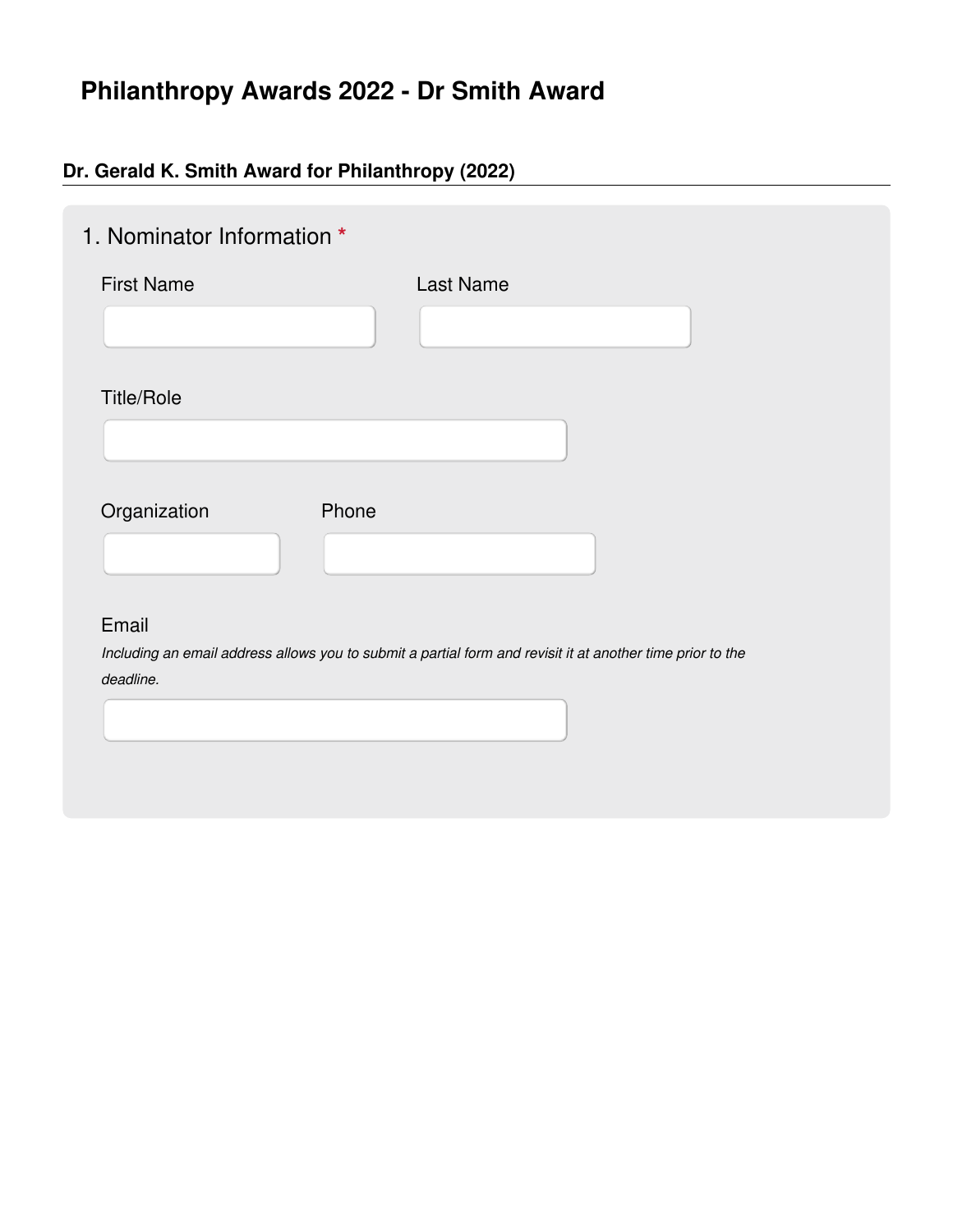# Philanthropy Awards 2022 - Dr Smith Award

## Dr. Gerald K. Smith Award for Philanthropy (2022)

### 1. Nominator Information *

First Name

Last Name

Title/Role

Organization

Phone

Email

*Including an email address allows you to submit a partial form and revisit it at another time prior to the deadline.*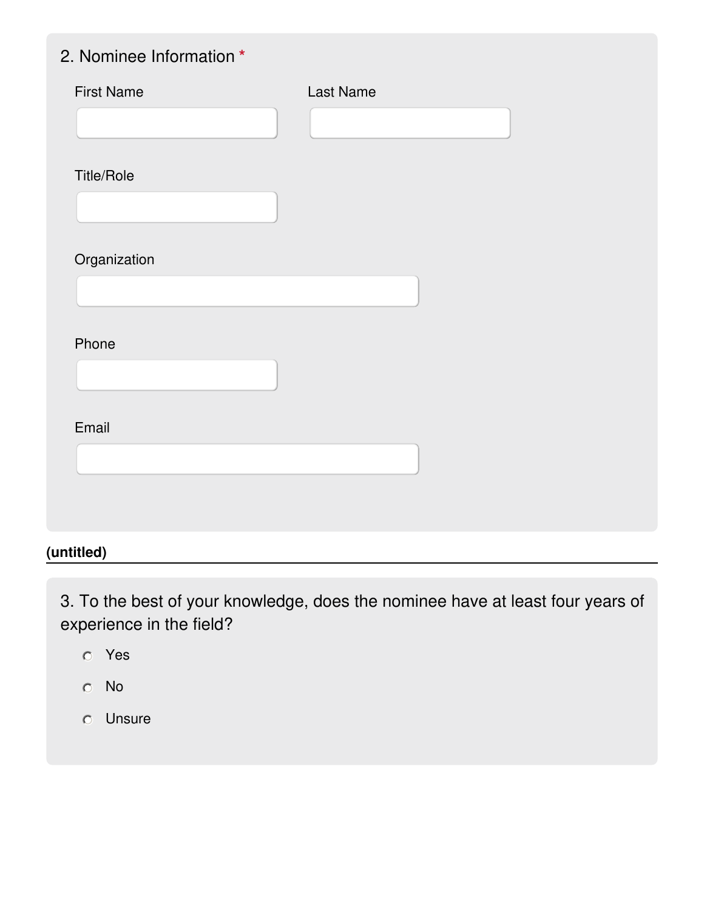2. Nominee Information *

First Name

Last Name

Title/Role

Organization

Phone

Email

**(untitled)**

3. To the best of your knowledge, does the nominee have at least four years of experience in the field?

- Yes
- No
- Unsure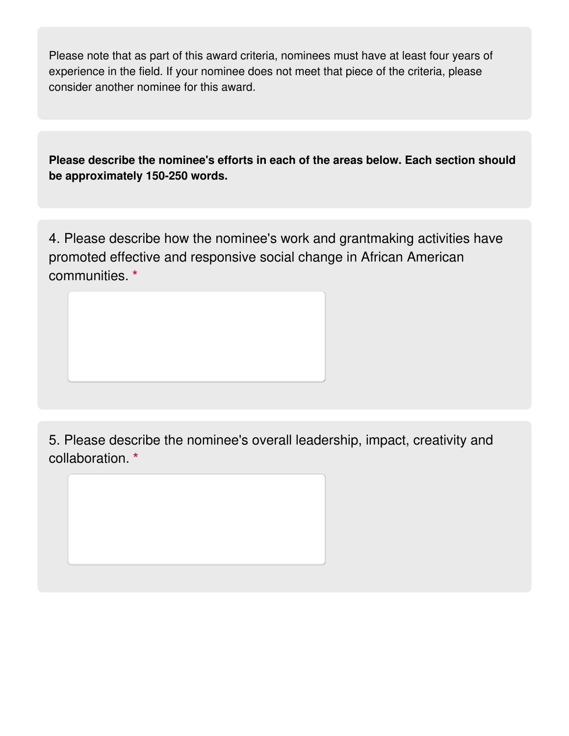Please note that as part of this award criteria, nominees must have at least four years of experience in the field. If your nominee does not meet that piece of the criteria, please consider another nominee for this award.

**Please describe the nominee's efforts in each of the areas below. Each section should be approximately 150-250 words.**

4. Please describe how the nominee's work and grantmaking activities have promoted effective and responsive social change in African American communities. *

5. Please describe the nominee's overall leadership, impact, creativity and collaboration. *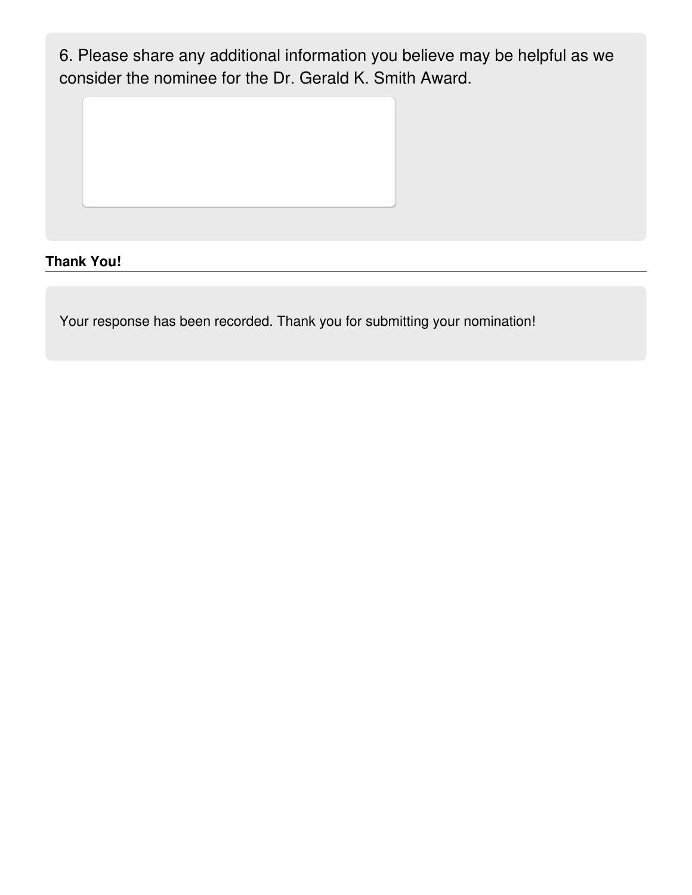6. Please share any additional information you believe may be helpful as we consider the nominee for the Dr. Gerald K. Smith Award.

**Thank You!**

Your response has been recorded. Thank you for submitting your nomination!